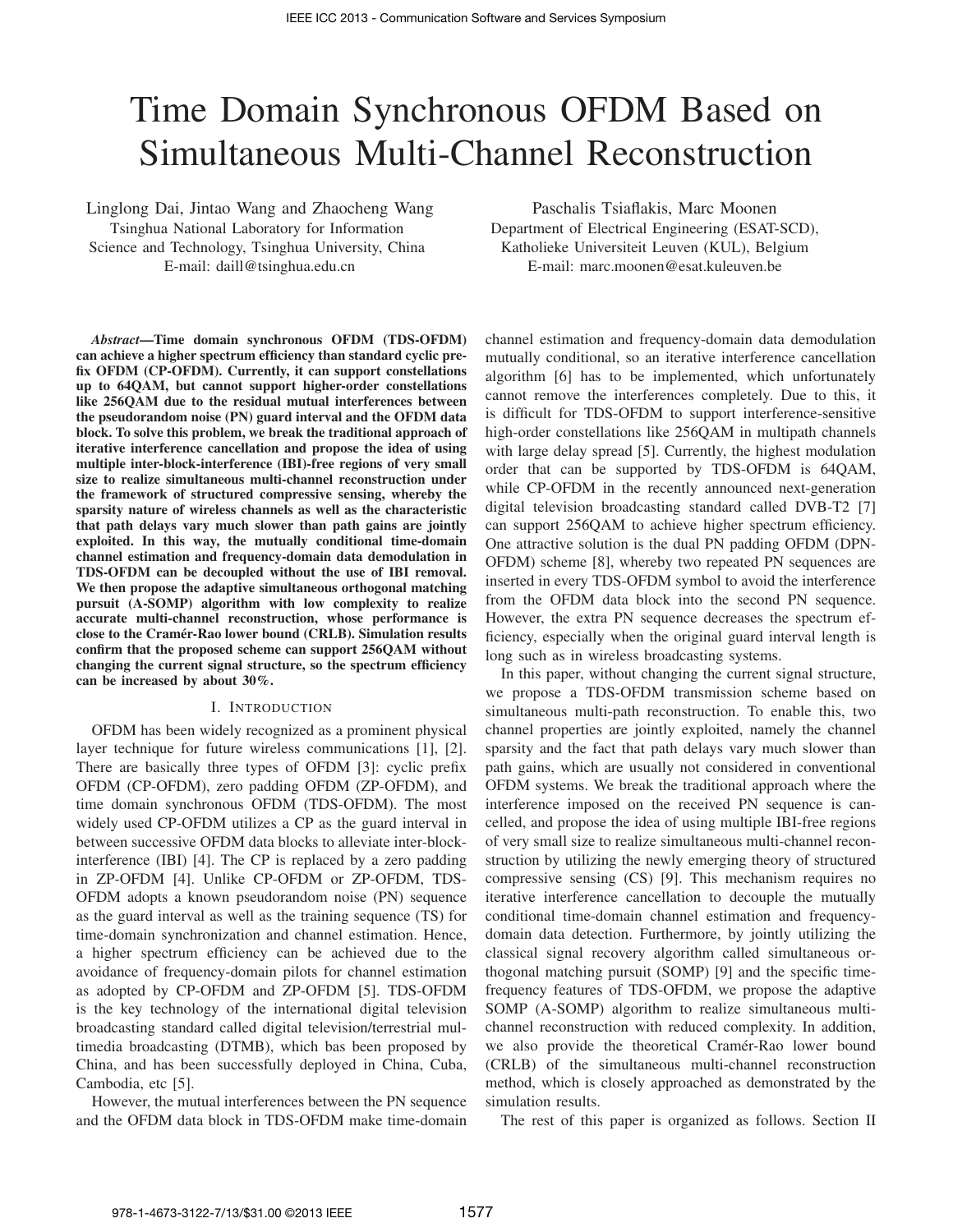# Time Domain Synchronous OFDM Based on Simultaneous Multi-Channel Reconstruction

Linglong Dai, Jintao Wang and Zhaocheng Wang
Tsinghua National Laboratory for Information Science and Technology, Tsinghua University, China
E-mail: daill@tsinghua.edu.cn

Paschalis Tsiaflakis, Marc Moonen
Department of Electrical Engineering (ESAT-SCD), Katholieke Universiteit Leuven (KUL), Belgium
E-mail: marc.moonen@esat.kuleuven.be

***Abstract*—Time domain synchronous OFDM (TDS-OFDM) can achieve a higher spectrum efficiency than standard cyclic prefix OFDM (CP-OFDM). Currently, it can support constellations up to 64QAM, but cannot support higher-order constellations like 256QAM due to the residual mutual interferences between the pseudorandom noise (PN) guard interval and the OFDM data block. To solve this problem, we break the traditional approach of iterative interference cancellation and propose the idea of using multiple inter-block-interference (IBI)-free regions of very small size to realize simultaneous multi-channel reconstruction under the framework of structured compressive sensing, whereby the sparsity nature of wireless channels as well as the characteristic that path delays vary much slower than path gains are jointly exploited. In this way, the mutually conditional time-domain channel estimation and frequency-domain data demodulation in TDS-OFDM can be decoupled without the use of IBI removal. We then propose the adaptive simultaneous orthogonal matching pursuit (A-SOMP) algorithm with low complexity to realize accurate multi-channel reconstruction, whose performance is close to the Cramér-Rao lower bound (CRLB). Simulation results confirm that the proposed scheme can support 256QAM without changing the current signal structure, so the spectrum efficiency can be increased by about 30%.**

## I. Introduction

OFDM has been widely recognized as a prominent physical layer technique for future wireless communications [1], [2]. There are basically three types of OFDM [3]: cyclic prefix OFDM (CP-OFDM), zero padding OFDM (ZP-OFDM), and time domain synchronous OFDM (TDS-OFDM). The most widely used CP-OFDM utilizes a CP as the guard interval in between successive OFDM data blocks to alleviate inter-block-interference (IBI) [4]. The CP is replaced by a zero padding in ZP-OFDM [4]. Unlike CP-OFDM or ZP-OFDM, TDS-OFDM adopts a known pseudorandom noise (PN) sequence as the guard interval as well as the training sequence (TS) for time-domain synchronization and channel estimation. Hence, a higher spectrum efficiency can be achieved due to the avoidance of frequency-domain pilots for channel estimation as adopted by CP-OFDM and ZP-OFDM [5]. TDS-OFDM is the key technology of the international digital television broadcasting standard called digital television/terrestrial multimedia broadcasting (DTMB), which bas been proposed by China, and has been successfully deployed in China, Cuba, Cambodia, etc [5].

However, the mutual interferences between the PN sequence and the OFDM data block in TDS-OFDM make time-domain channel estimation and frequency-domain data demodulation mutually conditional, so an iterative interference cancellation algorithm [6] has to be implemented, which unfortunately cannot remove the interferences completely. Due to this, it is difficult for TDS-OFDM to support interference-sensitive high-order constellations like 256QAM in multipath channels with large delay spread [5]. Currently, the highest modulation order that can be supported by TDS-OFDM is 64QAM, while CP-OFDM in the recently announced next-generation digital television broadcasting standard called DVB-T2 [7] can support 256QAM to achieve higher spectrum efficiency. One attractive solution is the dual PN padding OFDM (DPN-OFDM) scheme [8], whereby two repeated PN sequences are inserted in every TDS-OFDM symbol to avoid the interference from the OFDM data block into the second PN sequence. However, the extra PN sequence decreases the spectrum efficiency, especially when the original guard interval length is long such as in wireless broadcasting systems.

In this paper, without changing the current signal structure, we propose a TDS-OFDM transmission scheme based on simultaneous multi-path reconstruction. To enable this, two channel properties are jointly exploited, namely the channel sparsity and the fact that path delays vary much slower than path gains, which are usually not considered in conventional OFDM systems. We break the traditional approach where the interference imposed on the received PN sequence is cancelled, and propose the idea of using multiple IBI-free regions of very small size to realize simultaneous multi-channel reconstruction by utilizing the newly emerging theory of structured compressive sensing (CS) [9]. This mechanism requires no iterative interference cancellation to decouple the mutually conditional time-domain channel estimation and frequency-domain data detection. Furthermore, by jointly utilizing the classical signal recovery algorithm called simultaneous orthogonal matching pursuit (SOMP) [9] and the specific time-frequency features of TDS-OFDM, we propose the adaptive SOMP (A-SOMP) algorithm to realize simultaneous multi-channel reconstruction with reduced complexity. In addition, we also provide the theoretical Cramér-Rao lower bound (CRLB) of the simultaneous multi-channel reconstruction method, which is closely approached as demonstrated by the simulation results.

The rest of this paper is organized as follows. Section II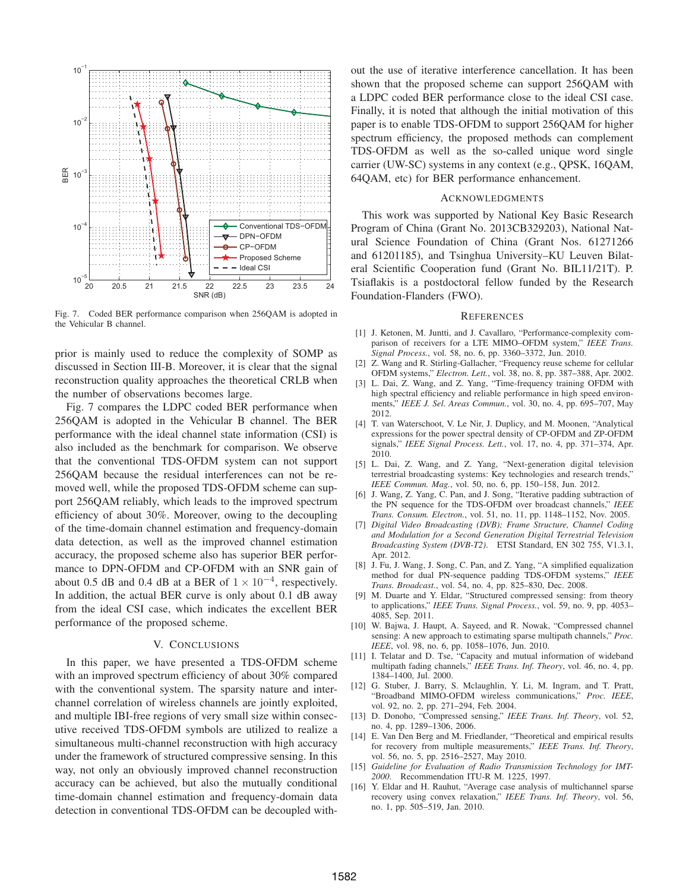$10^{-1}$
$10^{-2}$
$10^{-3}$
$10^{-4}$
$10^{-5}$
BER
20 20.5 21 21.5 22 22.5 23 23.5 24
SNR (dB)
Conventional TDS−OFDM
DPN−OFDM
CP−OFDM
Proposed Scheme
Ideal CSI

Fig. 7. Coded BER performance comparison when 256QAM is adopted in the Vehicular B channel.

prior is mainly used to reduce the complexity of SOMP as discussed in Section III-B. Moreover, it is clear that the signal reconstruction quality approaches the theoretical CRLB when the number of observations becomes large.

Fig. 7 compares the LDPC coded BER performance when 256QAM is adopted in the Vehicular B channel. The BER performance with the ideal channel state information (CSI) is also included as the benchmark for comparison. We observe that the conventional TDS-OFDM system can not support 256QAM because the residual interferences can not be removed well, while the proposed TDS-OFDM scheme can support 256QAM reliably, which leads to the improved spectrum efficiency of about 30%. Moreover, owing to the decoupling of the time-domain channel estimation and frequency-domain data detection, as well as the improved channel estimation accuracy, the proposed scheme also has superior BER performance to DPN-OFDM and CP-OFDM with an SNR gain of about 0.5 dB and 0.4 dB at a BER of $1 \times 10^{-4}$, respectively. In addition, the actual BER curve is only about 0.1 dB away from the ideal CSI case, which indicates the excellent BER performance of the proposed scheme.

## V. Conclusions

In this paper, we have presented a TDS-OFDM scheme with an improved spectrum efficiency of about 30% compared with the conventional system. The sparsity nature and inter-channel correlation of wireless channels are jointly exploited, and multiple IBI-free regions of very small size within consecutive received TDS-OFDM symbols are utilized to realize a simultaneous multi-channel reconstruction with high accuracy under the framework of structured compressive sensing. In this way, not only an obviously improved channel reconstruction accuracy can be achieved, but also the mutually conditional time-domain channel estimation and frequency-domain data detection in conventional TDS-OFDM can be decoupled without the use of iterative interference cancellation. It has been shown that the proposed scheme can support 256QAM with a LDPC coded BER performance close to the ideal CSI case. Finally, it is noted that although the initial motivation of this paper is to enable TDS-OFDM to support 256QAM for higher spectrum efficiency, the proposed methods can complement TDS-OFDM as well as the so-called unique word single carrier (UW-SC) systems in any context (e.g., QPSK, 16QAM, 64QAM, etc) for BER performance enhancement.

## Acknowledgments

This work was supported by National Key Basic Research Program of China (Grant No. 2013CB329203), National Natural Science Foundation of China (Grant Nos. 61271266 and 61201185), and Tsinghua University–KU Leuven Bilateral Scientific Cooperation fund (Grant No. BIL11/21T). P. Tsiaflakis is a postdoctoral fellow funded by the Research Foundation-Flanders (FWO).

## References

[1] J. Ketonen, M. Juntti, and J. Cavallaro, "Performance-complexity comparison of receivers for a LTE MIMO–OFDM system," *IEEE Trans. Signal Process.*, vol. 58, no. 6, pp. 3360–3372, Jun. 2010.

[2] Z. Wang and R. Stirling-Gallacher, "Frequency reuse scheme for cellular OFDM systems," *Electron. Lett.*, vol. 38, no. 8, pp. 387–388, Apr. 2002.

[3] L. Dai, Z. Wang, and Z. Yang, "Time-frequency training OFDM with high spectral efficiency and reliable performance in high speed environments," *IEEE J. Sel. Areas Commun.*, vol. 30, no. 4, pp. 695–707, May 2012.

[4] T. van Waterschoot, V. Le Nir, J. Duplicy, and M. Moonen, "Analytical expressions for the power spectral density of CP-OFDM and ZP-OFDM signals," *IEEE Signal Process. Lett.*, vol. 17, no. 4, pp. 371–374, Apr. 2010.

[5] L. Dai, Z. Wang, and Z. Yang, "Next-generation digital television terrestrial broadcasting systems: Key technologies and research trends," *IEEE Commun. Mag.*, vol. 50, no. 6, pp. 150–158, Jun. 2012.

[6] J. Wang, Z. Yang, C. Pan, and J. Song, "Iterative padding subtraction of the PN sequence for the TDS-OFDM over broadcast channels," *IEEE Trans. Consum. Electron.*, vol. 51, no. 11, pp. 1148–1152, Nov. 2005.

[7] *Digital Video Broadcasting (DVB); Frame Structure, Channel Coding and Modulation for a Second Generation Digital Terrestrial Television Broadcasting System (DVB-T2)*. ETSI Standard, EN 302 755, V1.3.1, Apr. 2012.

[8] J. Fu, J. Wang, J. Song, C. Pan, and Z. Yang, "A simplified equalization method for dual PN-sequence padding TDS-OFDM systems," *IEEE Trans. Broadcast.*, vol. 54, no. 4, pp. 825–830, Dec. 2008.

[9] M. Duarte and Y. Eldar, "Structured compressed sensing: from theory to applications," *IEEE Trans. Signal Process.*, vol. 59, no. 9, pp. 4053–4085, Sep. 2011.

[10] W. Bajwa, J. Haupt, A. Sayeed, and R. Nowak, "Compressed channel sensing: A new approach to estimating sparse multipath channels," *Proc. IEEE*, vol. 98, no. 6, pp. 1058–1076, Jun. 2010.

[11] I. Telatar and D. Tse, "Capacity and mutual information of wideband multipath fading channels," *IEEE Trans. Inf. Theory*, vol. 46, no. 4, pp. 1384–1400, Jul. 2000.

[12] G. Stuber, J. Barry, S. Mclaughlin, Y. Li, M. Ingram, and T. Pratt, "Broadband MIMO-OFDM wireless communications," *Proc. IEEE*, vol. 92, no. 2, pp. 271–294, Feb. 2004.

[13] D. Donoho, "Compressed sensing," *IEEE Trans. Inf. Theory*, vol. 52, no. 4, pp. 1289–1306, 2006.

[14] E. Van Den Berg and M. Friedlander, "Theoretical and empirical results for recovery from multiple measurements," *IEEE Trans. Inf. Theory*, vol. 56, no. 5, pp. 2516–2527, May 2010.

[15] *Guideline for Evaluation of Radio Transmission Technology for IMT-2000*. Recommendation ITU-R M. 1225, 1997.

[16] Y. Eldar and H. Rauhut, "Average case analysis of multichannel sparse recovery using convex relaxation," *IEEE Trans. Inf. Theory*, vol. 56, no. 1, pp. 505–519, Jan. 2010.